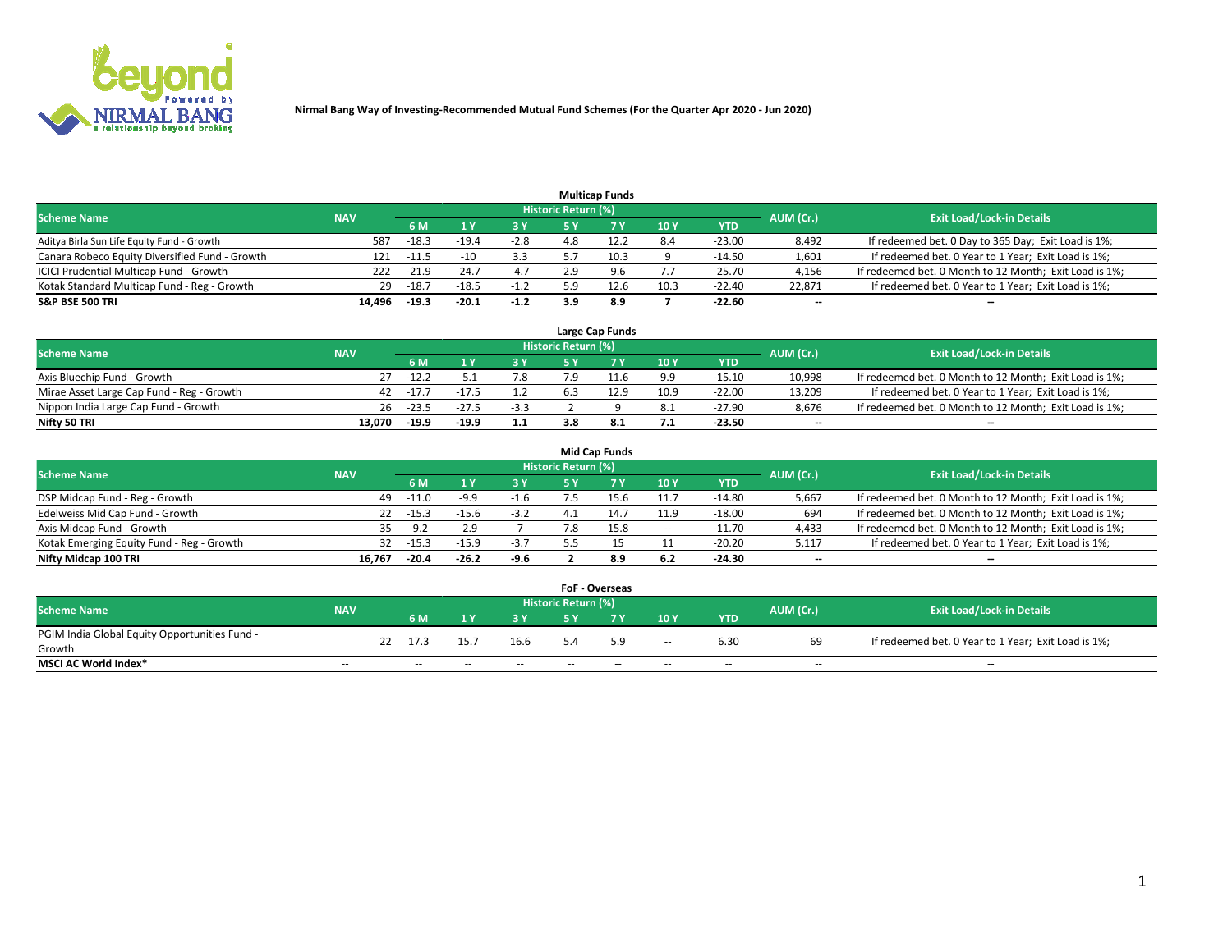**Nirmal Bang Way of Investing-Recommended Mutual Fund Schemes (For the Quarter Apr 2020 - Jun 2020)**

### Multicap Funds

| Scheme Name | NAV | Historic Return (%) | | | | | | | AUM (Cr.) | Exit Load/Lock-in Details |
|---|---|---|---|---|---|---|---|---|---|---|
| | | 6 M | 1 Y | 3 Y | 5 Y | 7 Y | 10 Y | YTD | | |
| Aditya Birla Sun Life Equity Fund - Growth | 587 | -18.3 | -19.4 | -2.8 | 4.8 | 12.2 | 8.4 | -23.00 | 8,492 | If redeemed bet. 0 Day to 365 Day; Exit Load is 1%; |
| Canara Robeco Equity Diversified Fund - Growth | 121 | -11.5 | -10 | 3.3 | 5.7 | 10.3 | 9 | -14.50 | 1,601 | If redeemed bet. 0 Year to 1 Year; Exit Load is 1%; |
| ICICI Prudential Multicap Fund - Growth | 222 | -21.9 | -24.7 | -4.7 | 2.9 | 9.6 | 7.7 | -25.70 | 4,156 | If redeemed bet. 0 Month to 12 Month; Exit Load is 1%; |
| Kotak Standard Multicap Fund - Reg - Growth | 29 | -18.7 | -18.5 | -1.2 | 5.9 | 12.6 | 10.3 | -22.40 | 22,871 | If redeemed bet. 0 Year to 1 Year; Exit Load is 1%; |
| **S&P BSE 500 TRI** | **14,496** | **-19.3** | **-20.1** | **-1.2** | **3.9** | **8.9** | **7** | **-22.60** | **--** | **--** |

### Large Cap Funds

| Scheme Name | NAV | Historic Return (%) | | | | | | | AUM (Cr.) | Exit Load/Lock-in Details |
|---|---|---|---|---|---|---|---|---|---|---|
| | | 6 M | 1 Y | 3 Y | 5 Y | 7 Y | 10 Y | YTD | | |
| Axis Bluechip Fund - Growth | 27 | -12.2 | -5.1 | 7.8 | 7.9 | 11.6 | 9.9 | -15.10 | 10,998 | If redeemed bet. 0 Month to 12 Month; Exit Load is 1%; |
| Mirae Asset Large Cap Fund - Reg - Growth | 42 | -17.7 | -17.5 | 1.2 | 6.3 | 12.9 | 10.9 | -22.00 | 13,209 | If redeemed bet. 0 Year to 1 Year; Exit Load is 1%; |
| Nippon India Large Cap Fund - Growth | 26 | -23.5 | -27.5 | -3.3 | 2 | 9 | 8.1 | -27.90 | 8,676 | If redeemed bet. 0 Month to 12 Month; Exit Load is 1%; |
| **Nifty 50 TRI** | **13,070** | **-19.9** | **-19.9** | **1.1** | **3.8** | **8.1** | **7.1** | **-23.50** | **--** | **--** |

### Mid Cap Funds

| Scheme Name | NAV | Historic Return (%) | | | | | | | AUM (Cr.) | Exit Load/Lock-in Details |
|---|---|---|---|---|---|---|---|---|---|---|
| | | 6 M | 1 Y | 3 Y | 5 Y | 7 Y | 10 Y | YTD | | |
| DSP Midcap Fund - Reg - Growth | 49 | -11.0 | -9.9 | -1.6 | 7.5 | 15.6 | 11.7 | -14.80 | 5,667 | If redeemed bet. 0 Month to 12 Month; Exit Load is 1%; |
| Edelweiss Mid Cap Fund - Growth | 22 | -15.3 | -15.6 | -3.2 | 4.1 | 14.7 | 11.9 | -18.00 | 694 | If redeemed bet. 0 Month to 12 Month; Exit Load is 1%; |
| Axis Midcap Fund - Growth | 35 | -9.2 | -2.9 | 7 | 7.8 | 15.8 | -- | -11.70 | 4,433 | If redeemed bet. 0 Month to 12 Month; Exit Load is 1%; |
| Kotak Emerging Equity Fund - Reg - Growth | 32 | -15.3 | -15.9 | -3.7 | 5.5 | 15 | 11 | -20.20 | 5,117 | If redeemed bet. 0 Year to 1 Year; Exit Load is 1%; |
| **Nifty Midcap 100 TRI** | **16,767** | **-20.4** | **-26.2** | **-9.6** | **2** | **8.9** | **6.2** | **-24.30** | **--** | **--** |

### FoF - Overseas

| Scheme Name | NAV | Historic Return (%) | | | | | | | AUM (Cr.) | Exit Load/Lock-in Details |
|---|---|---|---|---|---|---|---|---|---|---|
| | | 6 M | 1 Y | 3 Y | 5 Y | 7 Y | 10 Y | YTD | | |
| PGIM India Global Equity Opportunities Fund - Growth | 22 | 17.3 | 15.7 | 16.6 | 5.4 | 5.9 | -- | 6.30 | 69 | If redeemed bet. 0 Year to 1 Year; Exit Load is 1%; |
| **MSCI AC World Index*** | -- | -- | -- | -- | -- | -- | -- | -- | -- | -- |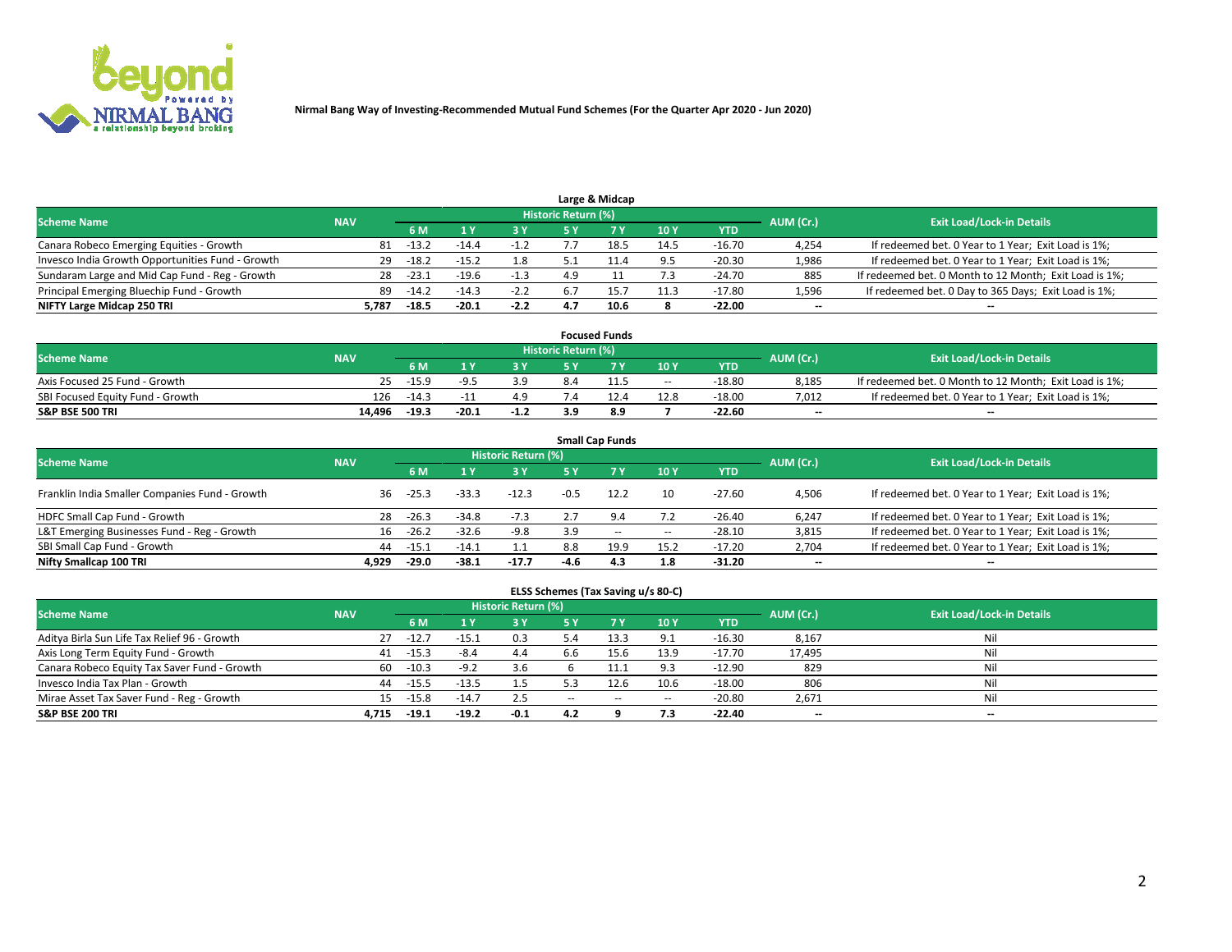Nirmal Bang Way of Investing-Recommended Mutual Fund Schemes (For the Quarter Apr 2020 - Jun 2020)

## Large & Midcap

| Scheme Name | NAV | Historic Return (%) | | | | | | | AUM (Cr.) | Exit Load/Lock-in Details |
|---|---|---|---|---|---|---|---|---|---|---|
| | | 6 M | 1 Y | 3 Y | 5 Y | 7 Y | 10 Y | YTD | | |
| Canara Robeco Emerging Equities - Growth | 81 | -13.2 | -14.4 | -1.2 | 7.7 | 18.5 | 14.5 | -16.70 | 4,254 | If redeemed bet. 0 Year to 1 Year; Exit Load is 1%; |
| Invesco India Growth Opportunities Fund - Growth | 29 | -18.2 | -15.2 | 1.8 | 5.1 | 11.4 | 9.5 | -20.30 | 1,986 | If redeemed bet. 0 Year to 1 Year; Exit Load is 1%; |
| Sundaram Large and Mid Cap Fund - Reg - Growth | 28 | -23.1 | -19.6 | -1.3 | 4.9 | 11 | 7.3 | -24.70 | 885 | If redeemed bet. 0 Month to 12 Month; Exit Load is 1%; |
| Principal Emerging Bluechip Fund - Growth | 89 | -14.2 | -14.3 | -2.2 | 6.7 | 15.7 | 11.3 | -17.80 | 1,596 | If redeemed bet. 0 Day to 365 Days; Exit Load is 1%; |
| **NIFTY Large Midcap 250 TRI** | **5,787** | **-18.5** | **-20.1** | **-2.2** | **4.7** | **10.6** | **8** | **-22.00** | **--** | **--** |

## Focused Funds

| Scheme Name | NAV | Historic Return (%) | | | | | | | AUM (Cr.) | Exit Load/Lock-in Details |
|---|---|---|---|---|---|---|---|---|---|---|
| | | 6 M | 1 Y | 3 Y | 5 Y | 7 Y | 10 Y | YTD | | |
| Axis Focused 25 Fund - Growth | 25 | -15.9 | -9.5 | 3.9 | 8.4 | 11.5 | -- | -18.80 | 8,185 | If redeemed bet. 0 Month to 12 Month; Exit Load is 1%; |
| SBI Focused Equity Fund - Growth | 126 | -14.3 | -11 | 4.9 | 7.4 | 12.4 | 12.8 | -18.00 | 7,012 | If redeemed bet. 0 Year to 1 Year; Exit Load is 1%; |
| **S&P BSE 500 TRI** | **14,496** | **-19.3** | **-20.1** | **-1.2** | **3.9** | **8.9** | **7** | **-22.60** | **--** | **--** |

## Small Cap Funds

| Scheme Name | NAV | Historic Return (%) | | | | | | | AUM (Cr.) | Exit Load/Lock-in Details |
|---|---|---|---|---|---|---|---|---|---|---|
| | | 6 M | 1 Y | 3 Y | 5 Y | 7 Y | 10 Y | YTD | | |
| Franklin India Smaller Companies Fund - Growth | 36 | -25.3 | -33.3 | -12.3 | -0.5 | 12.2 | 10 | -27.60 | 4,506 | If redeemed bet. 0 Year to 1 Year; Exit Load is 1%; |
| HDFC Small Cap Fund - Growth | 28 | -26.3 | -34.8 | -7.3 | 2.7 | 9.4 | 7.2 | -26.40 | 6,247 | If redeemed bet. 0 Year to 1 Year; Exit Load is 1%; |
| L&T Emerging Businesses Fund - Reg - Growth | 16 | -26.2 | -32.6 | -9.8 | 3.9 | -- | -- | -28.10 | 3,815 | If redeemed bet. 0 Year to 1 Year; Exit Load is 1%; |
| SBI Small Cap Fund - Growth | 44 | -15.1 | -14.1 | 1.1 | 8.8 | 19.9 | 15.2 | -17.20 | 2,704 | If redeemed bet. 0 Year to 1 Year; Exit Load is 1%; |
| **Nifty Smallcap 100 TRI** | **4,929** | **-29.0** | **-38.1** | **-17.7** | **-4.6** | **4.3** | **1.8** | **-31.20** | **--** | **--** |

## ELSS Schemes (Tax Saving u/s 80-C)

| Scheme Name | NAV | Historic Return (%) | | | | | | | AUM (Cr.) | Exit Load/Lock-in Details |
|---|---|---|---|---|---|---|---|---|---|---|
| | | 6 M | 1 Y | 3 Y | 5 Y | 7 Y | 10 Y | YTD | | |
| Aditya Birla Sun Life Tax Relief 96 - Growth | 27 | -12.7 | -15.1 | 0.3 | 5.4 | 13.3 | 9.1 | -16.30 | 8,167 | Nil |
| Axis Long Term Equity Fund - Growth | 41 | -15.3 | -8.4 | 4.4 | 6.6 | 15.6 | 13.9 | -17.70 | 17,495 | Nil |
| Canara Robeco Equity Tax Saver Fund - Growth | 60 | -10.3 | -9.2 | 3.6 | 6 | 11.1 | 9.3 | -12.90 | 829 | Nil |
| Invesco India Tax Plan - Growth | 44 | -15.5 | -13.5 | 1.5 | 5.3 | 12.6 | 10.6 | -18.00 | 806 | Nil |
| Mirae Asset Tax Saver Fund - Reg - Growth | 15 | -15.8 | -14.7 | 2.5 | -- | -- | -- | -20.80 | 2,671 | Nil |
| **S&P BSE 200 TRI** | **4,715** | **-19.1** | **-19.2** | **-0.1** | **4.2** | **9** | **7.3** | **-22.40** | **--** | **--** |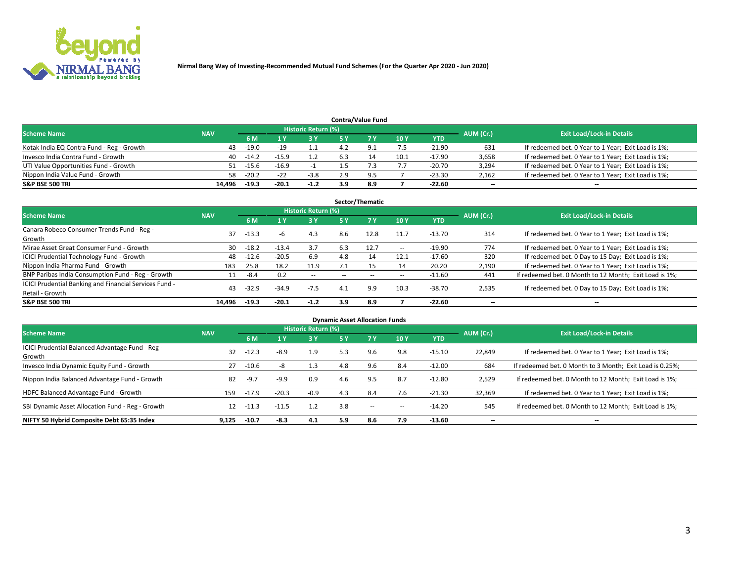Nirmal Bang Way of Investing-Recommended Mutual Fund Schemes (For the Quarter Apr 2020 - Jun 2020)

## Contra/Value Fund

| Scheme Name | NAV | Historic Return (%) | | | | | | | AUM (Cr.) | Exit Load/Lock-in Details |
|---|---|---|---|---|---|---|---|---|---|---|
| | | 6 M | 1 Y | 3 Y | 5 Y | 7 Y | 10 Y | YTD | | |
| Kotak India EQ Contra Fund - Reg - Growth | 43 | -19.0 | -19 | 1.1 | 4.2 | 9.1 | 7.5 | -21.90 | 631 | If redeemed bet. 0 Year to 1 Year; Exit Load is 1%; |
| Invesco India Contra Fund - Growth | 40 | -14.2 | -15.9 | 1.2 | 6.3 | 14 | 10.1 | -17.90 | 3,658 | If redeemed bet. 0 Year to 1 Year; Exit Load is 1%; |
| UTI Value Opportunities Fund - Growth | 51 | -15.6 | -16.9 | -1 | 1.5 | 7.3 | 7.7 | -20.70 | 3,294 | If redeemed bet. 0 Year to 1 Year; Exit Load is 1%; |
| Nippon India Value Fund - Growth | 58 | -20.2 | -22 | -3.8 | 2.9 | 9.5 | 7 | -23.30 | 2,162 | If redeemed bet. 0 Year to 1 Year; Exit Load is 1%; |
| **S&P BSE 500 TRI** | **14,496** | **-19.3** | **-20.1** | **-1.2** | **3.9** | **8.9** | **7** | **-22.60** | **--** | **--** |

## Sector/Thematic

| Scheme Name | NAV | Historic Return (%) | | | | | | | AUM (Cr.) | Exit Load/Lock-in Details |
|---|---|---|---|---|---|---|---|---|---|---|
| | | 6 M | 1 Y | 3 Y | 5 Y | 7 Y | 10 Y | YTD | | |
| Canara Robeco Consumer Trends Fund - Reg - Growth | 37 | -13.3 | -6 | 4.3 | 8.6 | 12.8 | 11.7 | -13.70 | 314 | If redeemed bet. 0 Year to 1 Year; Exit Load is 1%; |
| Mirae Asset Great Consumer Fund - Growth | 30 | -18.2 | -13.4 | 3.7 | 6.3 | 12.7 | -- | -19.90 | 774 | If redeemed bet. 0 Year to 1 Year; Exit Load is 1%; |
| ICICI Prudential Technology Fund - Growth | 48 | -12.6 | -20.5 | 6.9 | 4.8 | 14 | 12.1 | -17.60 | 320 | If redeemed bet. 0 Day to 15 Day; Exit Load is 1%; |
| Nippon India Pharma Fund - Growth | 183 | 25.8 | 18.2 | 11.9 | 7.1 | 15 | 14 | 20.20 | 2,190 | If redeemed bet. 0 Year to 1 Year; Exit Load is 1%; |
| BNP Paribas India Consumption Fund - Reg - Growth | 11 | -8.4 | 0.2 | -- | -- | -- | -- | -11.60 | 441 | If redeemed bet. 0 Month to 12 Month; Exit Load is 1%; |
| ICICI Prudential Banking and Financial Services Fund - Retail - Growth | 43 | -32.9 | -34.9 | -7.5 | 4.1 | 9.9 | 10.3 | -38.70 | 2,535 | If redeemed bet. 0 Day to 15 Day; Exit Load is 1%; |
| **S&P BSE 500 TRI** | **14,496** | **-19.3** | **-20.1** | **-1.2** | **3.9** | **8.9** | **7** | **-22.60** | **--** | **--** |

## Dynamic Asset Allocation Funds

| Scheme Name | NAV | Historic Return (%) | | | | | | | AUM (Cr.) | Exit Load/Lock-in Details |
|---|---|---|---|---|---|---|---|---|---|---|
| | | 6 M | 1 Y | 3 Y | 5 Y | 7 Y | 10 Y | YTD | | |
| ICICI Prudential Balanced Advantage Fund - Reg - Growth | 32 | -12.3 | -8.9 | 1.9 | 5.3 | 9.6 | 9.8 | -15.10 | 22,849 | If redeemed bet. 0 Year to 1 Year; Exit Load is 1%; |
| Invesco India Dynamic Equity Fund - Growth | 27 | -10.6 | -8 | 1.3 | 4.8 | 9.6 | 8.4 | -12.00 | 684 | If redeemed bet. 0 Month to 3 Month; Exit Load is 0.25%; |
| Nippon India Balanced Advantage Fund - Growth | 82 | -9.7 | -9.9 | 0.9 | 4.6 | 9.5 | 8.7 | -12.80 | 2,529 | If redeemed bet. 0 Month to 12 Month; Exit Load is 1%; |
| HDFC Balanced Advantage Fund - Growth | 159 | -17.9 | -20.3 | -0.9 | 4.3 | 8.4 | 7.6 | -21.30 | 32,369 | If redeemed bet. 0 Year to 1 Year; Exit Load is 1%; |
| SBI Dynamic Asset Allocation Fund - Reg - Growth | 12 | -11.3 | -11.5 | 1.2 | 3.8 | -- | -- | -14.20 | 545 | If redeemed bet. 0 Month to 12 Month; Exit Load is 1%; |
| **NIFTY 50 Hybrid Composite Debt 65:35 Index** | **9,125** | **-10.7** | **-8.3** | **4.1** | **5.9** | **8.6** | **7.9** | **-13.60** | **--** | **--** |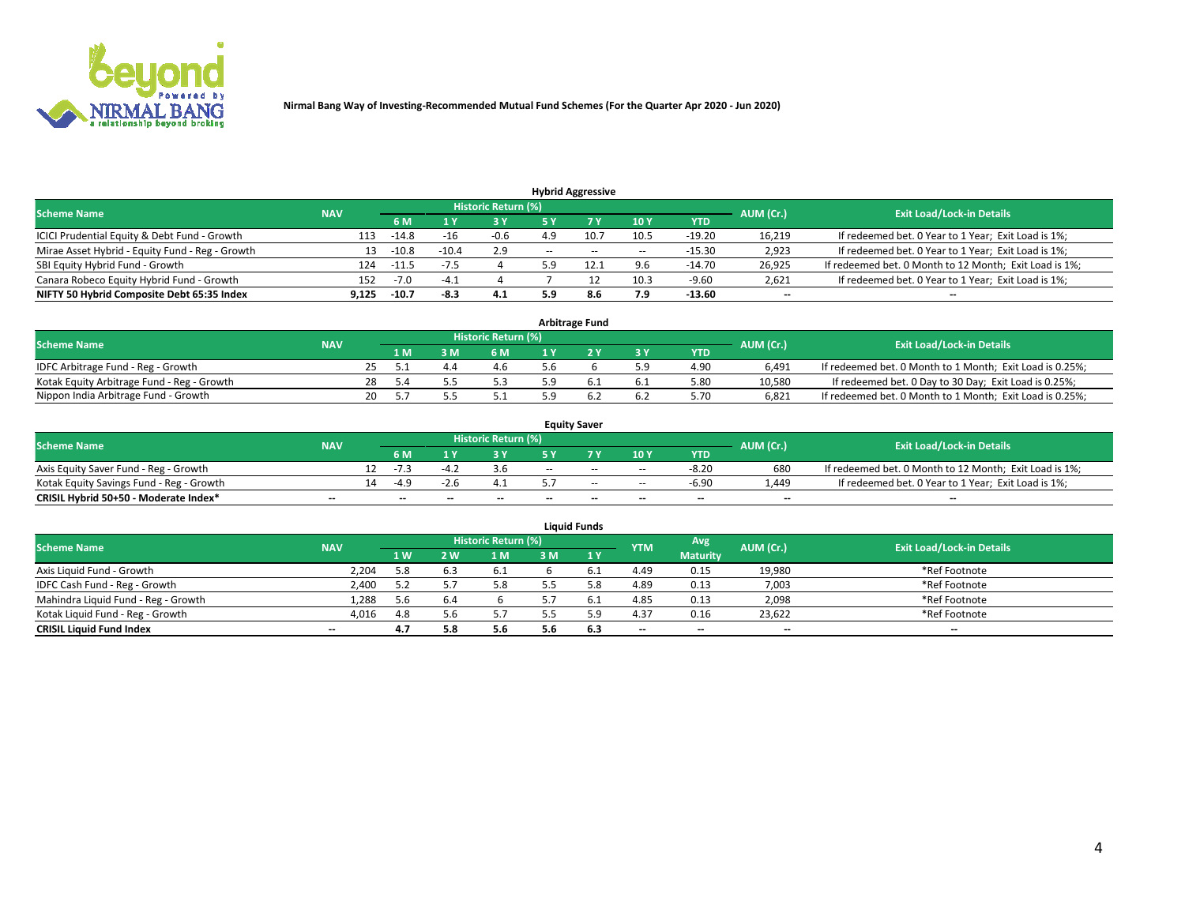Nirmal Bang Way of Investing-Recommended Mutual Fund Schemes (For the Quarter Apr 2020 - Jun 2020)

### Hybrid Aggressive

| Scheme Name | NAV | Historic Return (%) | | | | | | | AUM (Cr.) | Exit Load/Lock-in Details |
|---|---|---|---|---|---|---|---|---|---|---|
| | | 6 M | 1 Y | 3 Y | 5 Y | 7 Y | 10 Y | YTD | | |
| ICICI Prudential Equity & Debt Fund - Growth | 113 | -14.8 | -16 | -0.6 | 4.9 | 10.7 | 10.5 | -19.20 | 16,219 | If redeemed bet. 0 Year to 1 Year; Exit Load is 1%; |
| Mirae Asset Hybrid - Equity Fund - Reg - Growth | 13 | -10.8 | -10.4 | 2.9 | -- | -- | -- | -15.30 | 2,923 | If redeemed bet. 0 Year to 1 Year; Exit Load is 1%; |
| SBI Equity Hybrid Fund - Growth | 124 | -11.5 | -7.5 | 4 | 5.9 | 12.1 | 9.6 | -14.70 | 26,925 | If redeemed bet. 0 Month to 12 Month; Exit Load is 1%; |
| Canara Robeco Equity Hybrid Fund - Growth | 152 | -7.0 | -4.1 | 4 | 7 | 12 | 10.3 | -9.60 | 2,621 | If redeemed bet. 0 Year to 1 Year; Exit Load is 1%; |
| **NIFTY 50 Hybrid Composite Debt 65:35 Index** | **9,125** | **-10.7** | **-8.3** | **4.1** | **5.9** | **8.6** | **7.9** | **-13.60** | **--** | **--** |

### Arbitrage Fund

| Scheme Name | NAV | Historic Return (%) | | | | | | | AUM (Cr.) | Exit Load/Lock-in Details |
|---|---|---|---|---|---|---|---|---|---|---|
| | | 1 M | 3 M | 6 M | 1 Y | 2 Y | 3 Y | YTD | | |
| IDFC Arbitrage Fund - Reg - Growth | 25 | 5.1 | 4.4 | 4.6 | 5.6 | 6 | 5.9 | 4.90 | 6,491 | If redeemed bet. 0 Month to 1 Month; Exit Load is 0.25%; |
| Kotak Equity Arbitrage Fund - Reg - Growth | 28 | 5.4 | 5.5 | 5.3 | 5.9 | 6.1 | 6.1 | 5.80 | 10,580 | If redeemed bet. 0 Day to 30 Day; Exit Load is 0.25%; |
| Nippon India Arbitrage Fund - Growth | 20 | 5.7 | 5.5 | 5.1 | 5.9 | 6.2 | 6.2 | 5.70 | 6,821 | If redeemed bet. 0 Month to 1 Month; Exit Load is 0.25%; |

### Equity Saver

| Scheme Name | NAV | Historic Return (%) | | | | | | | AUM (Cr.) | Exit Load/Lock-in Details |
|---|---|---|---|---|---|---|---|---|---|---|
| | | 6 M | 1 Y | 3 Y | 5 Y | 7 Y | 10 Y | YTD | | |
| Axis Equity Saver Fund - Reg - Growth | 12 | -7.3 | -4.2 | 3.6 | -- | -- | -- | -8.20 | 680 | If redeemed bet. 0 Month to 12 Month; Exit Load is 1%; |
| Kotak Equity Savings Fund - Reg - Growth | 14 | -4.9 | -2.6 | 4.1 | 5.7 | -- | -- | -6.90 | 1,449 | If redeemed bet. 0 Year to 1 Year; Exit Load is 1%; |
| **CRISIL Hybrid 50+50 - Moderate Index*** | **--** | **--** | **--** | **--** | **--** | **--** | **--** | **--** | **--** | **--** |

### Liquid Funds

| Scheme Name | NAV | Historic Return (%) | | | | | YTM | Avg Maturity | AUM (Cr.) | Exit Load/Lock-in Details |
|---|---|---|---|---|---|---|---|---|---|---|
| | | 1 W | 2 W | 1 M | 3 M | 1 Y | | | | |
| Axis Liquid Fund - Growth | 2,204 | 5.8 | 6.3 | 6.1 | 6 | 6.1 | 4.49 | 0.15 | 19,980 | *Ref Footnote |
| IDFC Cash Fund - Reg - Growth | 2,400 | 5.2 | 5.7 | 5.8 | 5.5 | 5.8 | 4.89 | 0.13 | 7,003 | *Ref Footnote |
| Mahindra Liquid Fund - Reg - Growth | 1,288 | 5.6 | 6.4 | 6 | 5.7 | 6.1 | 4.85 | 0.13 | 2,098 | *Ref Footnote |
| Kotak Liquid Fund - Reg - Growth | 4,016 | 4.8 | 5.6 | 5.7 | 5.5 | 5.9 | 4.37 | 0.16 | 23,622 | *Ref Footnote |
| **CRISIL Liquid Fund Index** | **--** | **4.7** | **5.8** | **5.6** | **5.6** | **6.3** | **--** | **--** | **--** | **--** |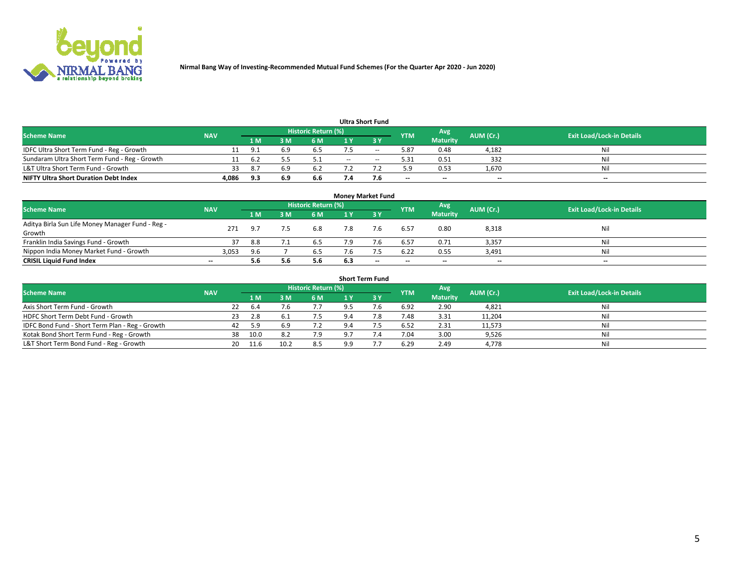Nirmal Bang Way of Investing-Recommended Mutual Fund Schemes (For the Quarter Apr 2020 - Jun 2020)

### Ultra Short Fund

| Scheme Name | NAV | Historic Return (%) | | | | | YTM | Avg Maturity | AUM (Cr.) | Exit Load/Lock-in Details |
|---|---|---|---|---|---|---|---|---|---|---|
| | | 1 M | 3 M | 6 M | 1 Y | 3 Y | | | | |
| IDFC Ultra Short Term Fund - Reg - Growth | 11 | 9.1 | 6.9 | 6.5 | 7.5 | -- | 5.87 | 0.48 | 4,182 | Nil |
| Sundaram Ultra Short Term Fund - Reg - Growth | 11 | 6.2 | 5.5 | 5.1 | -- | -- | 5.31 | 0.51 | 332 | Nil |
| L&T Ultra Short Term Fund - Growth | 33 | 8.7 | 6.9 | 6.2 | 7.2 | 7.2 | 5.9 | 0.53 | 1,670 | Nil |
| **NIFTY Ultra Short Duration Debt Index** | **4,086** | **9.3** | **6.9** | **6.6** | **7.4** | **7.6** | -- | -- | -- | -- |

### Money Market Fund

| Scheme Name | NAV | Historic Return (%) | | | | | YTM | Avg Maturity | AUM (Cr.) | Exit Load/Lock-in Details |
|---|---|---|---|---|---|---|---|---|---|---|
| | | 1 M | 3 M | 6 M | 1 Y | 3 Y | | | | |
| Aditya Birla Sun Life Money Manager Fund - Reg - Growth | 271 | 9.7 | 7.5 | 6.8 | 7.8 | 7.6 | 6.57 | 0.80 | 8,318 | Nil |
| Franklin India Savings Fund - Growth | 37 | 8.8 | 7.1 | 6.5 | 7.9 | 7.6 | 6.57 | 0.71 | 3,357 | Nil |
| Nippon India Money Market Fund - Growth | 3,053 | 9.6 | 7 | 6.5 | 7.6 | 7.5 | 6.22 | 0.55 | 3,491 | Nil |
| **CRISIL Liquid Fund Index** | -- | **5.6** | **5.6** | **5.6** | **6.3** | -- | -- | -- | -- | -- |

### Short Term Fund

| Scheme Name | NAV | Historic Return (%) | | | | | YTM | Avg Maturity | AUM (Cr.) | Exit Load/Lock-in Details |
|---|---|---|---|---|---|---|---|---|---|---|
| | | 1 M | 3 M | 6 M | 1 Y | 3 Y | | | | |
| Axis Short Term Fund - Growth | 22 | 6.4 | 7.6 | 7.7 | 9.5 | 7.6 | 6.92 | 2.90 | 4,821 | Nil |
| HDFC Short Term Debt Fund - Growth | 23 | 2.8 | 6.1 | 7.5 | 9.4 | 7.8 | 7.48 | 3.31 | 11,204 | Nil |
| IDFC Bond Fund - Short Term Plan - Reg - Growth | 42 | 5.9 | 6.9 | 7.2 | 9.4 | 7.5 | 6.52 | 2.31 | 11,573 | Nil |
| Kotak Bond Short Term Fund - Reg - Growth | 38 | 10.0 | 8.2 | 7.9 | 9.7 | 7.4 | 7.04 | 3.00 | 9,526 | Nil |
| L&T Short Term Bond Fund - Reg - Growth | 20 | 11.6 | 10.2 | 8.5 | 9.9 | 7.7 | 6.29 | 2.49 | 4,778 | Nil |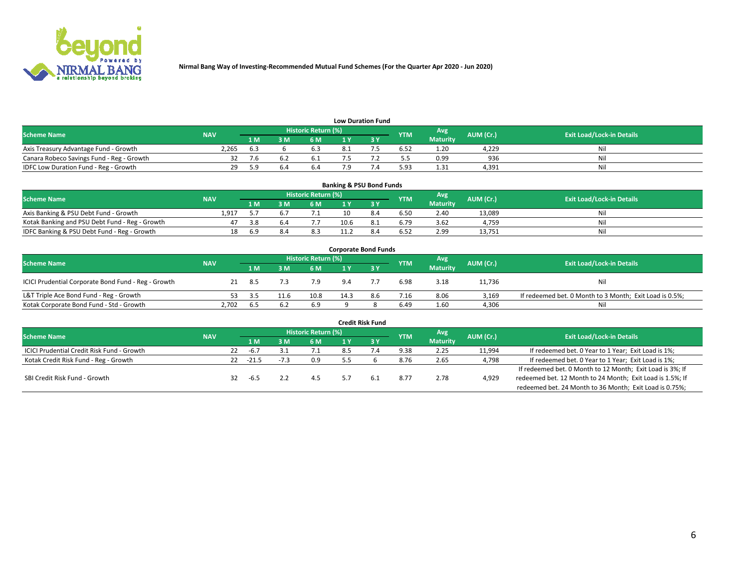Nirmal Bang Way of Investing-Recommended Mutual Fund Schemes (For the Quarter Apr 2020 - Jun 2020)

## Low Duration Fund

| Scheme Name | NAV | Historic Return (%) | | | | | YTM | Avg Maturity | AUM (Cr.) | Exit Load/Lock-in Details |
|---|---|---|---|---|---|---|---|---|---|---|
| | | 1 M | 3 M | 6 M | 1 Y | 3 Y | | | | |
| Axis Treasury Advantage Fund - Growth | 2,265 | 6.3 | 6 | 6.3 | 8.1 | 7.5 | 6.52 | 1.20 | 4,229 | Nil |
| Canara Robeco Savings Fund - Reg - Growth | 32 | 7.6 | 6.2 | 6.1 | 7.5 | 7.2 | 5.5 | 0.99 | 936 | Nil |
| IDFC Low Duration Fund - Reg - Growth | 29 | 5.9 | 6.4 | 6.4 | 7.9 | 7.4 | 5.93 | 1.31 | 4,391 | Nil |

## Banking & PSU Bond Funds

| Scheme Name | NAV | Historic Return (%) | | | | | YTM | Avg Maturity | AUM (Cr.) | Exit Load/Lock-in Details |
|---|---|---|---|---|---|---|---|---|---|---|
| | | 1 M | 3 M | 6 M | 1 Y | 3 Y | | | | |
| Axis Banking & PSU Debt Fund - Growth | 1,917 | 5.7 | 6.7 | 7.1 | 10 | 8.4 | 6.50 | 2.40 | 13,089 | Nil |
| Kotak Banking and PSU Debt Fund - Reg - Growth | 47 | 3.8 | 6.4 | 7.7 | 10.6 | 8.1 | 6.79 | 3.62 | 4,759 | Nil |
| IDFC Banking & PSU Debt Fund - Reg - Growth | 18 | 6.9 | 8.4 | 8.3 | 11.2 | 8.4 | 6.52 | 2.99 | 13,751 | Nil |

## Corporate Bond Funds

| Scheme Name | NAV | Historic Return (%) | | | | | YTM | Avg Maturity | AUM (Cr.) | Exit Load/Lock-in Details |
|---|---|---|---|---|---|---|---|---|---|---|
| | | 1 M | 3 M | 6 M | 1 Y | 3 Y | | | | |
| ICICI Prudential Corporate Bond Fund - Reg - Growth | 21 | 8.5 | 7.3 | 7.9 | 9.4 | 7.7 | 6.98 | 3.18 | 11,736 | Nil |
| L&T Triple Ace Bond Fund - Reg - Growth | 53 | 3.5 | 11.6 | 10.8 | 14.3 | 8.6 | 7.16 | 8.06 | 3,169 | If redeemed bet. 0 Month to 3 Month; Exit Load is 0.5%; |
| Kotak Corporate Bond Fund - Std - Growth | 2,702 | 6.5 | 6.2 | 6.9 | 9 | 8 | 6.49 | 1.60 | 4,306 | Nil |

## Credit Risk Fund

| Scheme Name | NAV | Historic Return (%) | | | | | YTM | Avg Maturity | AUM (Cr.) | Exit Load/Lock-in Details |
|---|---|---|---|---|---|---|---|---|---|---|
| | | 1 M | 3 M | 6 M | 1 Y | 3 Y | | | | |
| ICICI Prudential Credit Risk Fund - Growth | 22 | -6.7 | 3.1 | 7.1 | 8.5 | 7.4 | 9.38 | 2.25 | 11,994 | If redeemed bet. 0 Year to 1 Year; Exit Load is 1%; |
| Kotak Credit Risk Fund - Reg - Growth | 22 | -21.5 | -7.3 | 0.9 | 5.5 | 6 | 8.76 | 2.65 | 4,798 | If redeemed bet. 0 Year to 1 Year; Exit Load is 1%; |
| SBI Credit Risk Fund - Growth | 32 | -6.5 | 2.2 | 4.5 | 5.7 | 6.1 | 8.77 | 2.78 | 4,929 | If redeemed bet. 0 Month to 12 Month; Exit Load is 3%; If redeemed bet. 12 Month to 24 Month; Exit Load is 1.5%; If redeemed bet. 24 Month to 36 Month; Exit Load is 0.75%; |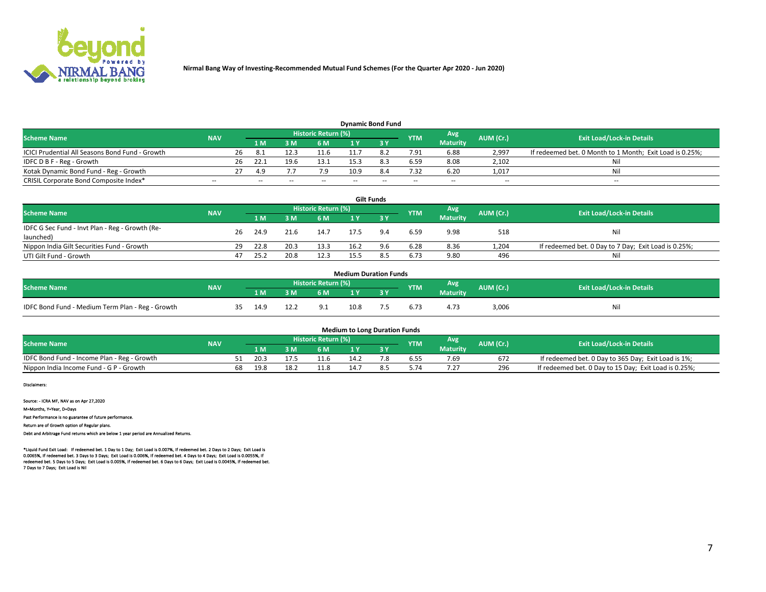Nirmal Bang Way of Investing-Recommended Mutual Fund Schemes (For the Quarter Apr 2020 - Jun 2020)

### Dynamic Bond Fund

| Scheme Name | NAV | Historic Return (%) | | | | | YTM | Avg Maturity | AUM (Cr.) | Exit Load/Lock-in Details |
|---|---|---|---|---|---|---|---|---|---|---|
| | | 1 M | 3 M | 6 M | 1 Y | 3 Y | | | | |
| ICICI Prudential All Seasons Bond Fund - Growth | 26 | 8.1 | 12.3 | 11.6 | 11.7 | 8.2 | 7.91 | 6.88 | 2,997 | If redeemed bet. 0 Month to 1 Month; Exit Load is 0.25%; |
| IDFC D B F - Reg - Growth | 26 | 22.1 | 19.6 | 13.1 | 15.3 | 8.3 | 6.59 | 8.08 | 2,102 | Nil |
| Kotak Dynamic Bond Fund - Reg - Growth | 27 | 4.9 | 7.7 | 7.9 | 10.9 | 8.4 | 7.32 | 6.20 | 1,017 | Nil |
| CRISIL Corporate Bond Composite Index* | -- | -- | -- | -- | -- | -- | -- | -- | -- | -- |

### Gilt Funds

| Scheme Name | NAV | Historic Return (%) | | | | | YTM | Avg Maturity | AUM (Cr.) | Exit Load/Lock-in Details |
|---|---|---|---|---|---|---|---|---|---|---|
| | | 1 M | 3 M | 6 M | 1 Y | 3 Y | | | | |
| IDFC G Sec Fund - Invt Plan - Reg - Growth (Re-launched) | 26 | 24.9 | 21.6 | 14.7 | 17.5 | 9.4 | 6.59 | 9.98 | 518 | Nil |
| Nippon India Gilt Securities Fund - Growth | 29 | 22.8 | 20.3 | 13.3 | 16.2 | 9.6 | 6.28 | 8.36 | 1,204 | If redeemed bet. 0 Day to 7 Day; Exit Load is 0.25%; |
| UTI Gilt Fund - Growth | 47 | 25.2 | 20.8 | 12.3 | 15.5 | 8.5 | 6.73 | 9.80 | 496 | Nil |

### Medium Duration Funds

| Scheme Name | NAV | Historic Return (%) | | | | | YTM | Avg Maturity | AUM (Cr.) | Exit Load/Lock-in Details |
|---|---|---|---|---|---|---|---|---|---|---|
| | | 1 M | 3 M | 6 M | 1 Y | 3 Y | | | | |
| IDFC Bond Fund - Medium Term Plan - Reg - Growth | 35 | 14.9 | 12.2 | 9.1 | 10.8 | 7.5 | 6.73 | 4.73 | 3,006 | Nil |

### Medium to Long Duration Funds

| Scheme Name | NAV | Historic Return (%) | | | | | YTM | Avg Maturity | AUM (Cr.) | Exit Load/Lock-in Details |
|---|---|---|---|---|---|---|---|---|---|---|
| | | 1 M | 3 M | 6 M | 1 Y | 3 Y | | | | |
| IDFC Bond Fund - Income Plan - Reg - Growth | 51 | 20.3 | 17.5 | 11.6 | 14.2 | 7.8 | 6.55 | 7.69 | 672 | If redeemed bet. 0 Day to 365 Day; Exit Load is 1%; |
| Nippon India Income Fund - G P - Growth | 68 | 19.8 | 18.2 | 11.8 | 14.7 | 8.5 | 5.74 | 7.27 | 296 | If redeemed bet. 0 Day to 15 Day; Exit Load is 0.25%; |

Disclaimers:

Source: - ICRA MF, NAV as on Apr 27,2020

M=Months, Y=Year, D=Days

Past Performance is no guarantee of future performance.

Return are of Growth option of Regular plans.

Debt and Arbitrage Fund returns which are below 1 year period are Annualized Returns.

*Liquid Fund Exit Load: If redeemed bet. 1 Day to 1 Day; Exit Load is 0.007%, If redeemed bet. 2 Days to 2 Days; Exit Load is 0.0065%, If redeemed bet. 3 Days to 3 Days; Exit Load is 0.006%, If redeemed bet. 4 Days to 4 Days; Exit Load is 0.0055%, If redeemed bet. 5 Days to 5 Days; Exit Load is 0.005%, If redeemed bet. 6 Days to 6 Days; Exit Load is 0.0045%, If redeemed bet. 7 Days to 7 Days; Exit Load is Nil